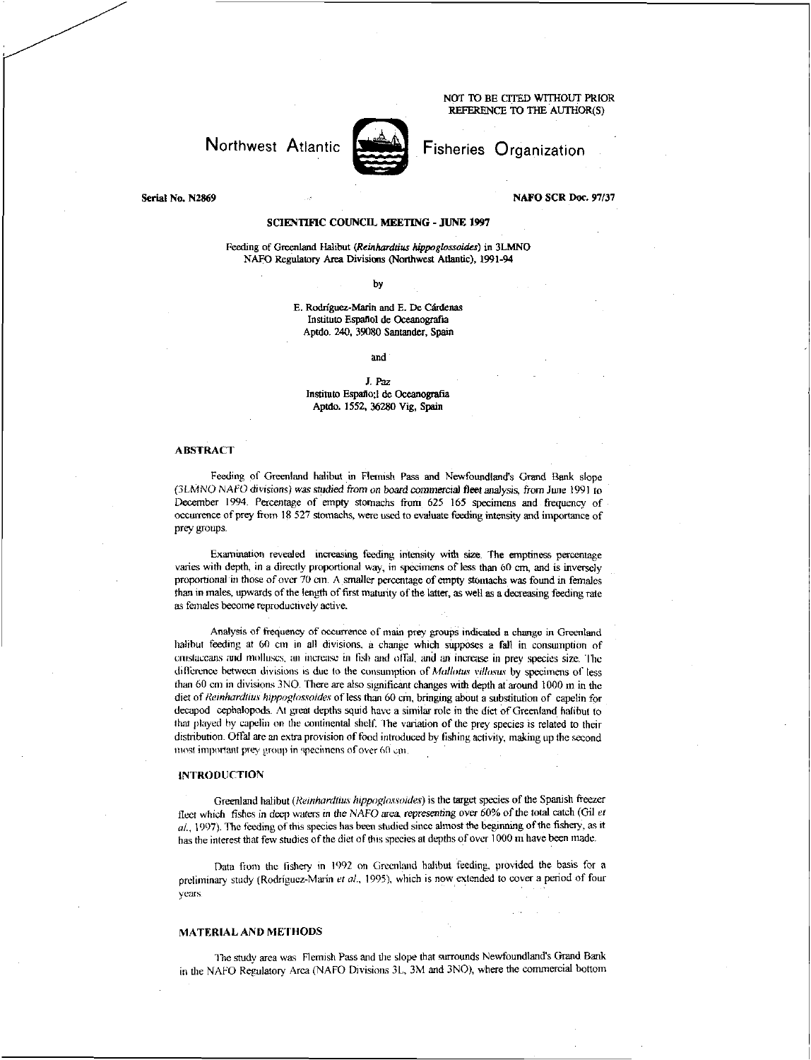NOT TO BE CITED WITHOUT PRIOR REFERENCE TO THE AUTHOR(S)

Northwest Atlantic Fisheries Organization

Serial No. N2869 NAFO SCR Doc. 97/37

## SCIENTIFIC COUNCIL MEETING - JUNE 1997

Feeding of Greenland Halibut (*Reinhardtius hippoglossoides*) in 3LMNO NAFO Regulatory Area Divisions (Northwest Atlantic), 1991-94

by

E. Rodríguez-Marín and E. De Cárdenas
Instituto Español de Oceanografía
Aptdo. 240, 39080 Santander, Spain

and

J. Paz
Instituto Españo;l de Oceanografía
Aptdo. 1552, 36280 Vig, Spain

### ABSTRACT

Feeding of Greenland halibut in Flemish Pass and Newfoundland's Grand Bank slope (3LMNO NAFO divisions) was studied from on board commercial fleet analysis, from June 1991 to December 1994. Percentage of empty stomachs from 625 165 specimens and frequency of occurrence of prey from 18 527 stomachs, were used to evaluate feeding intensity and importance of prey groups.

Examination revealed increasing feeding intensity with size. The emptiness percentage varies with depth, in a directly proportional way, in specimens of less than 60 cm, and is inversely proportional in those of over 70 cm. A smaller percentage of empty stomachs was found in females than in males, upwards of the length of first maturity of the latter, as well as a decreasing feeding rate as females become reproductively active.

Analysis of frequency of occurrence of main prey groups indicated a change in Greenland halibut feeding at 60 cm in all divisions, a change which supposes a fall in consumption of crustaceans and molluscs, an increase in fish and offal, and an increase in prey species size. The difference between divisions is due to the consumption of *Mallotus villosus* by specimens of less than 60 cm in divisions 3NO. There are also significant changes with depth at around 1000 m in the diet of *Reinhardtius hippoglossoides* of less than 60 cm, bringing about a substitution of capelin for decapod cephalopods. At great depths squid have a similar role in the diet of Greenland halibut to that played by capelin on the continental shelf. The variation of the prey species is related to their distribution. Offal are an extra provision of food introduced by fishing activity, making up the second most important prey group in specimens of over 60 cm.

### INTRODUCTION

Greenland halibut (*Reinhardtius hippoglossoides*) is the target species of the Spanish freezer fleet which fishes in deep waters in the NAFO area, representing over 60% of the total catch (Gil *et al.*, 1997). The feeding of this species has been studied since almost the beginning of the fishery, as it has the interest that few studies of the diet of this species at depths of over 1000 m have been made.

Data from the fishery in 1992 on Greenland halibut feeding, provided the basis for a preliminary study (Rodríguez-Marín *et al.*, 1995), which is now extended to cover a period of four years.

### MATERIAL AND METHODS

The study area was Flemish Pass and the slope that surrounds Newfoundland's Grand Bank in the NAFO Regulatory Area (NAFO Divisions 3L, 3M and 3NO), where the commercial bottom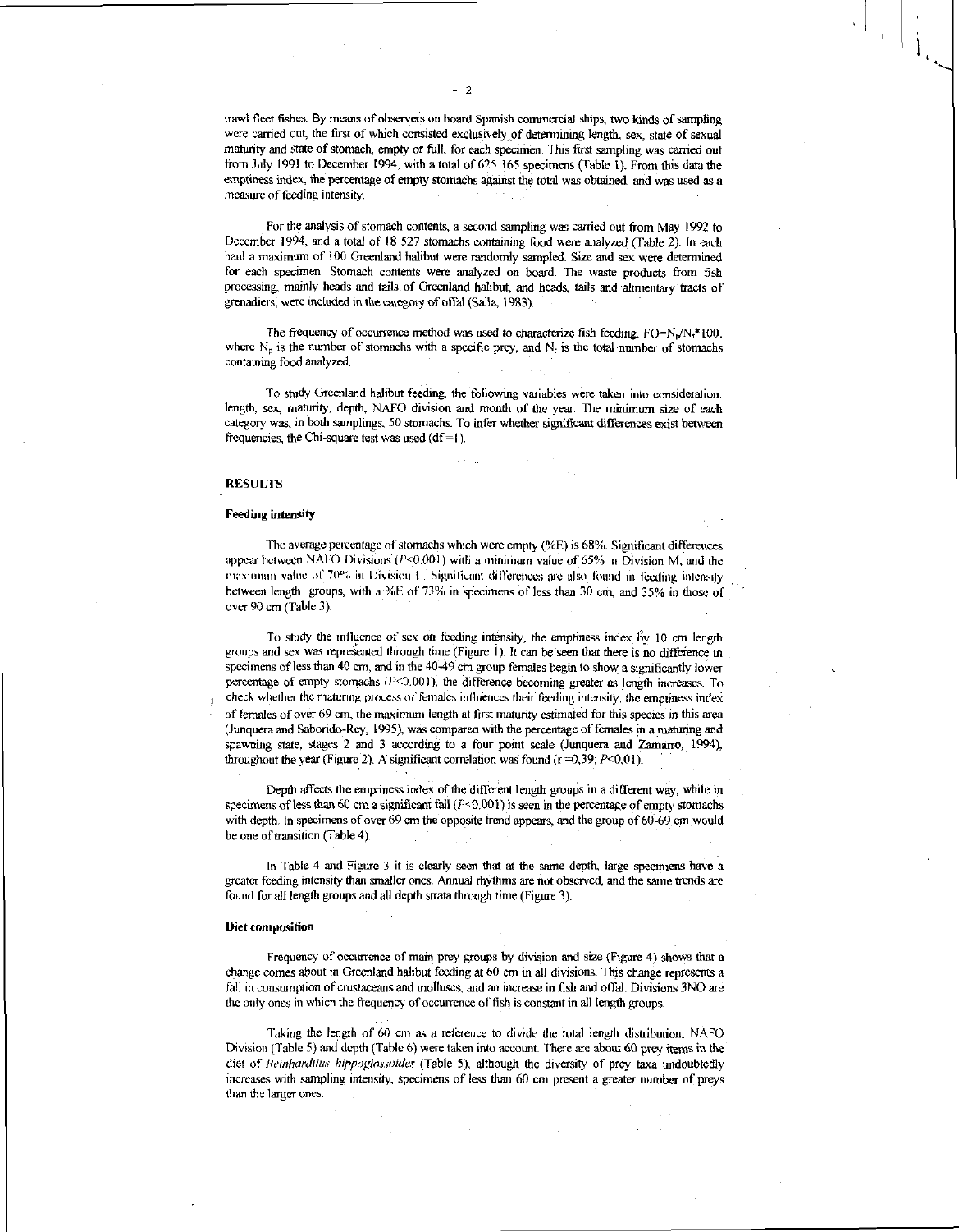trawl fleet fishes. By means of observers on board Spanish commercial ships, two kinds of sampling were carried out, the first of which consisted exclusively of determining length, sex, state of sexual maturity and state of stomach, empty or full, for each specimen. This first sampling was carried out from July 1991 to December 1994, with a total of 625 165 specimens (Table 1). From this data the emptiness index, the percentage of empty stomachs against the total was obtained, and was used as a measure of feeding intensity.

For the analysis of stomach contents, a second sampling was carried out from May 1992 to December 1994, and a total of 18 527 stomachs containing food were analyzed (Table 2). In each haul a maximum of 100 Greenland halibut were randomly sampled. Size and sex were determined for each specimen. Stomach contents were analyzed on board. The waste products from fish processing, mainly heads and tails of Greenland halibut, and heads, tails and alimentary tracts of grenadiers, were included in the category of offal (Saila, 1983).

The frequency of occurrence method was used to characterize fish feeding, $FO=N_p/N_t*100$, where $N_p$ is the number of stomachs with a specific prey, and $N_t$ is the total number of stomachs containing food analyzed.

To study Greenland halibut feeding, the following variables were taken into consideration: length, sex, maturity, depth, NAFO division and month of the year. The minimum size of each category was, in both samplings, 50 stomachs. To infer whether significant differences exist between frequencies, the Chi-square test was used (df=1).

## RESULTS

### Feeding intensity

The average percentage of stomachs which were empty (%E) is 68%. Significant differences appear between NAFO Divisions ($P<0.001$) with a minimum value of 65% in Division M, and the maximum value of 70% in Division L. Significant differences are also found in feeding intensity between length groups, with a %E of 73% in specimens of less than 30 cm, and 35% in those of over 90 cm (Table 3).

To study the influence of sex on feeding intensity, the emptiness index by 10 cm length groups and sex was represented through time (Figure 1). It can be seen that there is no difference in specimens of less than 40 cm, and in the 40-49 cm group females begin to show a significantly lower percentage of empty stomachs ($P<0.001$), the difference becoming greater as length increases. To check whether the maturing process of females influences their feeding intensity, the emptiness index of females of over 69 cm, the maximum length at first maturity estimated for this species in this area (Junquera and Saborido-Rey, 1995), was compared with the percentage of females in a maturing and spawning state, stages 2 and 3 according to a four point scale (Junquera and Zamarro, 1994), throughout the year (Figure 2). A significant correlation was found ($r=0,39$; $P<0,01$).

Depth affects the emptiness index of the different length groups in a different way, while in specimens of less than 60 cm a significant fall ($P<0.001$) is seen in the percentage of empty stomachs with depth. In specimens of over 69 cm the opposite trend appears, and the group of 60-69 cm would be one of transition (Table 4).

In Table 4 and Figure 3 it is clearly seen that at the same depth, large specimens have a greater feeding intensity than smaller ones. Annual rhythms are not observed, and the same trends are found for all length groups and all depth strata through time (Figure 3).

### Diet composition

Frequency of occurrence of main prey groups by division and size (Figure 4) shows that a change comes about in Greenland halibut feeding at 60 cm in all divisions. This change represents a fall in consumption of crustaceans and molluscs, and an increase in fish and offal. Divisions 3NO are the only ones in which the frequency of occurrence of fish is constant in all length groups.

Taking the length of 60 cm as a reference to divide the total length distribution, NAFO Division (Table 5) and depth (Table 6) were taken into account. There are about 60 prey items in the diet of *Reinhardtius hippoglossoides* (Table 5), although the diversity of prey taxa undoubtedly increases with sampling intensity, specimens of less than 60 cm present a greater number of preys than the larger ones.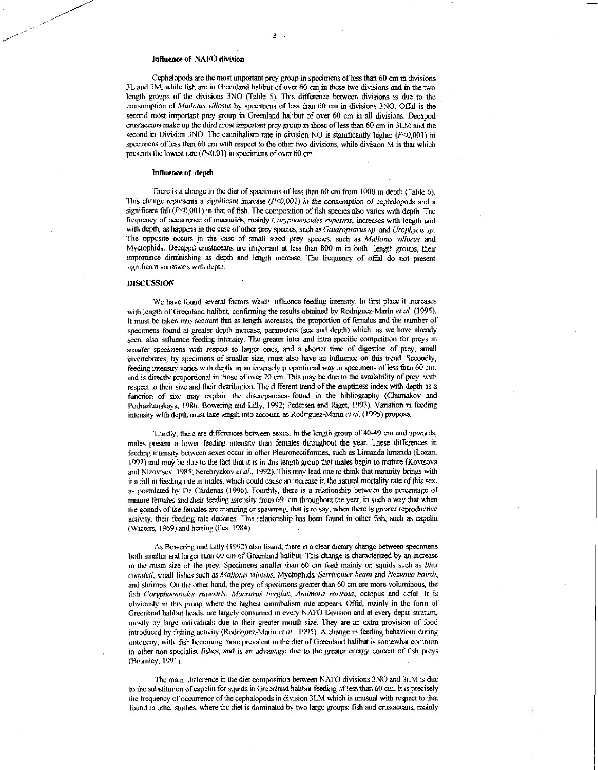### Influence of NAFO division

Cephalopods are the most important prey group in specimens of less than 60 cm in divisions 3L and 3M, while fish are in Greenland halibut of over 60 cm in these two divisions and in the two length groups of the divisions 3NO (Table 5). This difference between divisions is due to the consumption of *Mallotus villosus* by specimens of less than 60 cm in divisions 3NO. Offal is the second most important prey group in Greenland halibut of over 60 cm in all divisions. Decapod crustaceans make up the third most important prey group in those of less than 60 cm in 3LM and the second in Division 3NO. The cannibalism rate in division NO is significantly higher ($P<0{,}001$) in specimens of less than 60 cm with respect to the other two divisions, while division M is that which presents the lowest rate ($P<0.01$) in specimens of over 60 cm.

### Influence of depth

There is a change in the diet of specimens of less than 60 cm from 1000 m depth (Table 6). This change represents a significant increase ($P<0{,}001$) in the consumption of cephalopods and a significant fall ($P<0{,}001$) in that of fish. The composition of fish species also varies with depth. The frequency of occurrence of macrurids, mainly *Coryphaenoides rupestris*, increases with length and with depth, as happens in the case of other prey species, such as *Gaidropsarus sp.* and *Urophycis sp.* The opposite occurs in the case of small sized prey species, such as *Mallotus villosus* and Myctophids. Decapod crustaceans are important at less than 800 m in both length groups, their importance diminishing as depth and length increase. The frequency of offal do not present significant variations with depth.

## DISCUSSION

We have found several factors which influence feeding intensity. In first place it increases with length of Greenland halibut, confirming the results obtained by Rodriguez-Marín *et al.* (1995). It must be taken into account that as length increases, the proportion of females and the number of specimens found at greater depth increase, parameters (sex and depth) which, as we have already seen, also influence feeding intensity. The greater inter and intra specific competition for preys in smaller specimens with respect to larger ones, and a shorter time of digestion of prey, small invertebrates, by specimens of smaller size, must also have an influence on this trend. Secondly, feeding intensity varies with depth in an inversely proportional way in specimens of less than 60 cm, and is directly proportional in those of over 70 cm. This may be due to the availability of prey, with respect to their size and their distribution. The different trend of the emptiness index with depth as a function of size may explain the discrepancies found in the bibliography (Chumakov and Podrazhanskaya, 1986; Bowering and Lilly, 1992; Pedersen and Riget, 1993). Variation in feeding intensity with depth must take length into account, as Rodriguez-Marin *et al.* (1995) propose.

Thirdly, there are differences between sexes. In the length group of 40-49 cm and upwards, males present a lower feeding intensity than females throughout the year. These differences in feeding intensity between sexes occur in other Pleuronectiformes, such as Limanda limanda (Lozan, 1992) and may be due to the fact that it is in this length group that males begin to mature (Kovtsova and Nizovtsev, 1985; Serebryakov *et al.*, 1992). This may lead one to think that maturity brings with it a fall in feeding rate in males, which could cause an increase in the natural mortality rate of this sex, as postulated by De Cárdenas (1996). Fourthly, there is a relationship between the percentage of mature females and their feeding intensity from 69 cm throughout the year, in such a way that when the gonads of the females are maturing or spawning, that is to say, when there is greater reproductive activity, their feeding rate declines. This relationship has been found in other fish, such as capelin (Winters, 1969) and herring (Iles, 1984).

As Bowering and Lilly (1992) also found, there is a clear dietary change between specimens both smaller and larger than 60 cm of Greenland halibut. This change is characterized by an increase in the mean size of the prey. Specimens smaller than 60 cm feed mainly on squids such as *Illex coindeti*, small fishes such as *Mallotus villosus*, Myctophids, *Serrivomer beani* and *Nezumia bairdi*, and shrimps. On the other hand, the prey of specimens greater than 60 cm are more voluminous, the fish *Coryphaenoides rupestris*, *Macrurus berglax*, *Antimora rostrata*; octopus and offal. It is obviously in this group where the highest cannibalism rate appears. Offal, mainly in the form of Greenland halibut heads, are largely consumed in every NAFO Division and at every depth stratum, mostly by large individuals due to their greater mouth size. They are an extra provision of food introduced by fishing activity (Rodriguez-Marin *et al.*, 1995). A change in feeding behaviour during ontogeny, with fish becoming more prevalent in the diet of Greenland halibut is somewhat common in other non-specialist fishes, and is an advantage due to the greater energy content of fish preys (Bromley, 1991).

The main difference in the diet composition between NAFO divisions 3NO and 3LM is due to the substitution of capelin for squids in Greenland halibut feeding of less than 60 cm. It is precisely the frequency of occurrence of the cephalopods in division 3LM which is unusual with respect to that found in other studies, where the diet is dominated by two large groups: fish and crustaceans, mainly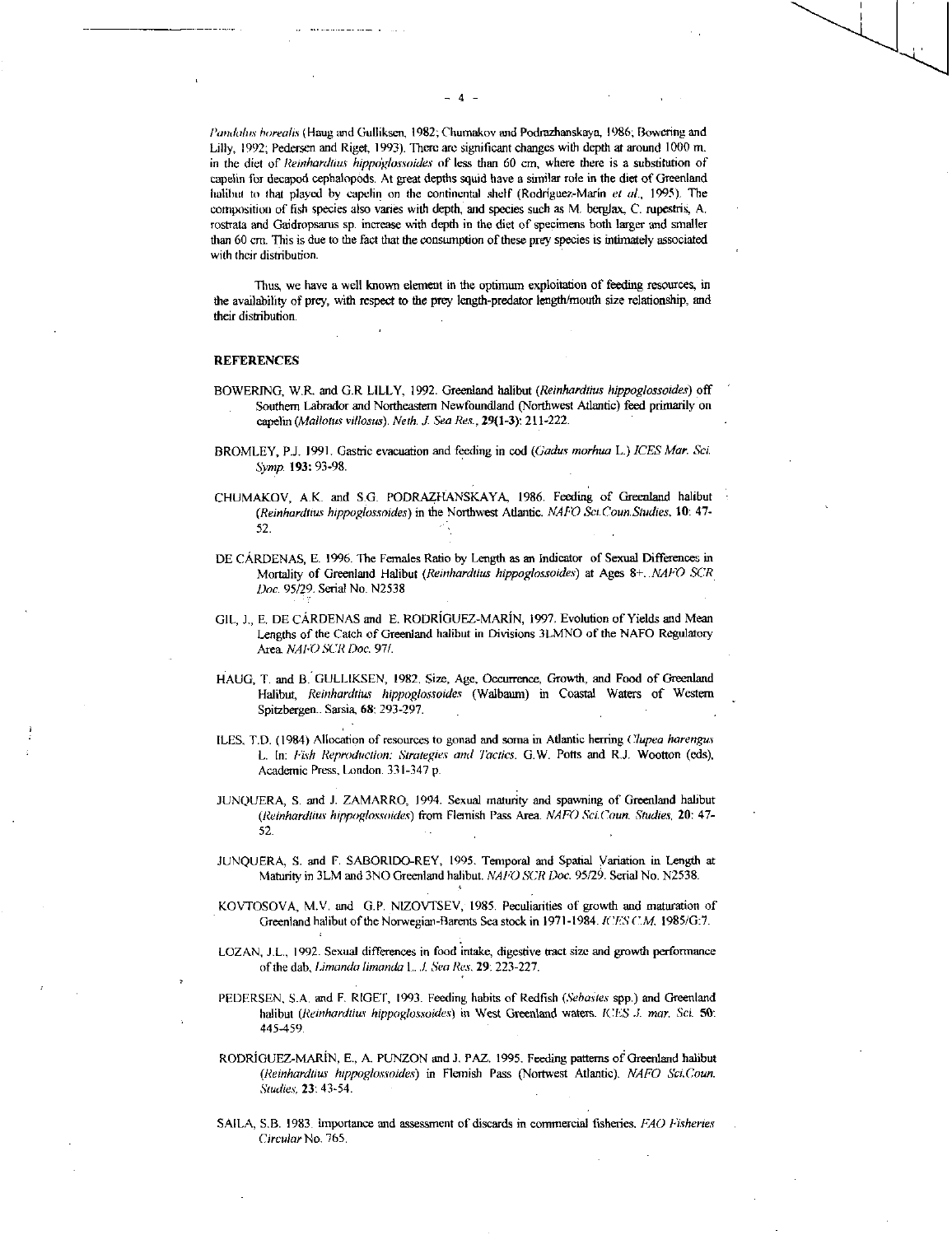*Pandalus borealis* (Haug and Gulliksen, 1982; Chumakov and Podrazhanskaya, 1986; Bowering and Lilly, 1992; Pedersen and Riget, 1993). There are significant changes with depth at around 1000 m. in the diet of *Reinhardtius hippoglossoides* of less than 60 cm, where there is a substitution of capelin for decapod cephalopods. At great depths squid have a similar role in the diet of Greenland halibut to that played by capelin on the continental shelf (Rodríguez-Marín *et al.*, 1995). The composition of fish species also varies with depth, and species such as M. berglax, C. rupestris, A. rostrata and Gaidropsarus sp. increase with depth in the diet of specimens both larger and smaller than 60 cm. This is due to the fact that the consumption of these prey species is intimately associated with their distribution.

Thus, we have a well known element in the optimum exploitation of feeding resources, in the availability of prey, with respect to the prey length-predator length/mouth size relationship, and their distribution.

## REFERENCES

BOWERING, W.R. and G.R LILLY, 1992. Greenland halibut (*Reinhardtius hippoglossoides*) off Southern Labrador and Northeastern Newfoundland (Northwest Atlantic) feed primarily on capelin (*Mallotus villosus*). *Neth. J. Sea Res.*, **29(1-3)**: 211-222.

BROMLEY, P.J. 1991. Gastric evacuation and feeding in cod (*Gadus morhua* L.) *ICES Mar. Sci. Symp.* **193**: 93-98.

CHUMAKOV, A.K. and S.G. PODRAZHANSKAYA, 1986. Feeding of Greenland halibut (*Reinhardtius hippoglossoides*) in the Northwest Atlantic. *NAFO Sci.Coun.Studies*, **10**: 47-52.

DE CÁRDENAS, E. 1996. The Females Ratio by Length as an Indicator of Sexual Differences in Mortality of Greenland Halibut (*Reinhardtius hippoglossoides*) at Ages 8+. *NAFO SCR Doc.* 95/29. Serial No. N2538

GIL, J., E. DE CÁRDENAS and E. RODRÍGUEZ-MARÍN, 1997. Evolution of Yields and Mean Lengths of the Catch of Greenland halibut in Divisions 3LMNO of the NAFO Regulatory Area. *NAFO SCR Doc.* 97/.

HAUG, T. and B. GULLIKSEN, 1982. Size, Age, Occurrence, Growth, and Food of Greenland Halibut, *Reinhardtius hippoglossoides* (Walbaum) in Coastal Waters of Western Spitzbergen.. Sarsia, **68**: 293-297.

ILES, T.D. (1984) Allocation of resources to gonad and soma in Atlantic herring (*Clupea harengus* L. In: *Fish Reproduction: Strategies and Tactics*. G.W. Potts and R.J. Wootton (eds), Academic Press, London. 331-347 p.

JUNQUERA, S. and J. ZAMARRO, 1994. Sexual maturity and spawning of Greenland halibut (*Reinhardtius hippoglossoides*) from Flemish Pass Area. *NAFO Sci.Coun. Studies*, **20**: 47-52.

JUNQUERA, S. and F. SABORIDO-REY, 1995. Temporal and Spatial Variation in Length at Maturity in 3LM and 3NO Greenland halibut. *NAFO SCR Doc.* 95/29. Serial No. N2538.

KOVTOSOVA, M.V. and G.P. NIZOVTSEV, 1985. Peculiarities of growth and maturation of Greenland halibut of the Norwegian-Barents Sea stock in 1971-1984. *ICES C.M.* 1985/G:7.

LOZAN, J.L., 1992. Sexual differences in food intake, digestive tract size and growth performance of the dab, *Limanda limanda* L. *J. Sea Res.* **29**: 223-227.

PEDERSEN, S.A. and F. RIGET, 1993. Feeding habits of Redfish (*Sebastes* spp.) and Greenland halibut (*Reinhardtius hippoglossoides*) in West Greenland waters. *ICES J. mar. Sci.* **50**: 445-459.

RODRÍGUEZ-MARÍN, E., A. PUNZON and J. PAZ, 1995. Feeding patterns of Greenland halibut (*Reinhardtius hippoglossoides*) in Flemish Pass (Nortwest Atlantic). *NAFO Sci.Coun. Studies*, **23**: 43-54.

SAILA, S.B. 1983. Importance and assessment of discards in commercial fisheries. *FAO Fisheries Circular* No. 765.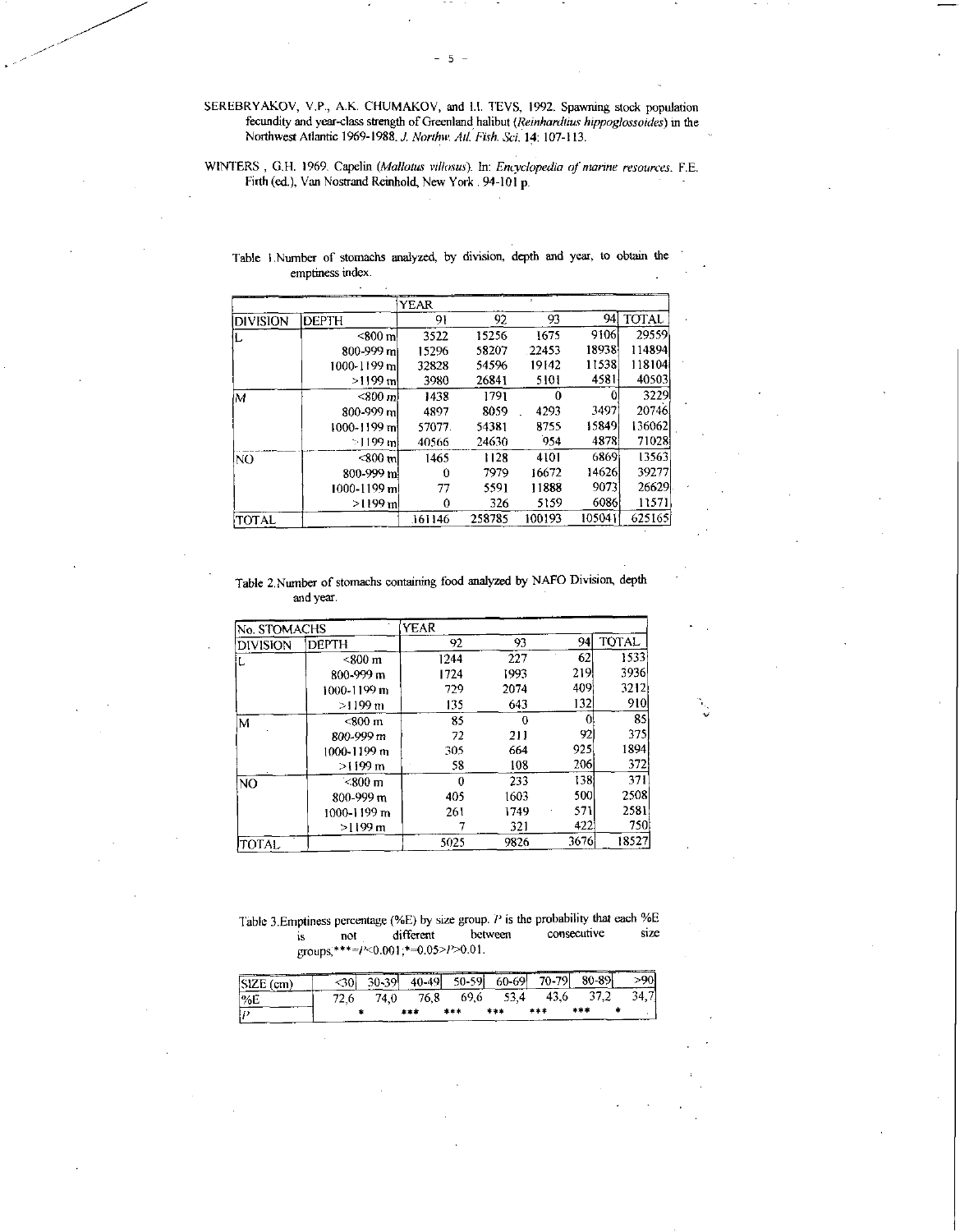SEREBRYAKOV, V.P., A.K. CHUMAKOV, and I.I. TEVS, 1992. Spawning stock population fecundity and year-class strength of Greenland halibut (*Reinhardtius hippoglossoides*) in the Northwest Atlantic 1969-1988. *J. Northw. Atl. Fish. Sci.* 14: 107-113.

WINTERS , G.H. 1969. Capelin (*Mallotus villosus*). In: *Encyclopedia of marine resources*. F.E. Firth (ed.), Van Nostrand Reinhold, New York . 94-101 p.

Table 1.Number of stomachs analyzed, by division, depth and year, to obtain the emptiness index.

| | | YEAR | | | | |
|---|---|---|---|---|---|---|
| DIVISION | DEPTH | 91 | 92 | 93 | 94 | TOTAL |
| L | <800 m | 3522 | 15256 | 1675 | 9106 | 29559 |
| | 800-999 m | 15296 | 58207 | 22453 | 18938 | 114894 |
| | 1000-1199 m | 32828 | 54596 | 19142 | 11538 | 118104 |
| | >1199 m | 3980 | 26841 | 5101 | 4581 | 40503 |
| M | <800 m | 1438 | 1791 | 0 | 0 | 3229 |
| | 800-999 m | 4897 | 8059 | 4293 | 3497 | 20746 |
| | 1000-1199 m | 57077 | 54381 | 8755 | 15849 | 136062 |
| | >1199 m | 40566 | 24630 | 954 | 4878 | 71028 |
| NO | <800 m | 1465 | 1128 | 4101 | 6869 | 13563 |
| | 800-999 m | 0 | 7979 | 16672 | 14626 | 39277 |
| | 1000-1199 m | 77 | 5591 | 11888 | 9073 | 26629 |
| | >1199 m | 0 | 326 | 5159 | 6086 | 11571 |
| TOTAL | | 161146 | 258785 | 100193 | 105041 | 625165 |

Table 2.Number of stomachs containing food analyzed by NAFO Division, depth and year.

| No. STOMACHS | | YEAR | | | |
|---|---|---|---|---|---|
| DIVISION | DEPTH | 92 | 93 | 94 | TOTAL |
| L | <800 m | 1244 | 227 | 62 | 1533 |
| | 800-999 m | 1724 | 1993 | 219 | 3936 |
| | 1000-1199 m | 729 | 2074 | 409 | 3212 |
| | >1199 m | 135 | 643 | 132 | 910 |
| M | <800 m | 85 | 0 | 0 | 85 |
| | 800-999 m | 72 | 211 | 92 | 375 |
| | 1000-1199 m | 305 | 664 | 925 | 1894 |
| | >1199 m | 58 | 108 | 206 | 372 |
| NO | <800 m | 0 | 233 | 138 | 371 |
| | 800-999 m | 405 | 1603 | 500 | 2508 |
| | 1000-1199 m | 261 | 1749 | 571 | 2581 |
| | >1199 m | 7 | 321 | 422 | 750 |
| TOTAL | | 5025 | 9826 | 3676 | 18527 |

Table 3.Emptiness percentage (%E) by size group. $P$ is the probability that each %E is not different between consecutive size groups,***=$P$<0.001;*=0.05>$P$>0.01.

| SIZE (cm) | <30 | 30-39 | 40-49 | 50-59 | 60-69 | 70-79 | 80-89 | >90 |
|---|---|---|---|---|---|---|---|---|
| %E | 72,6 | 74,0 | 76,8 | 69,6 | 53,4 | 43,6 | 37,2 | 34,7 |
| $P$ | * | *** | *** | *** | *** | *** | * | |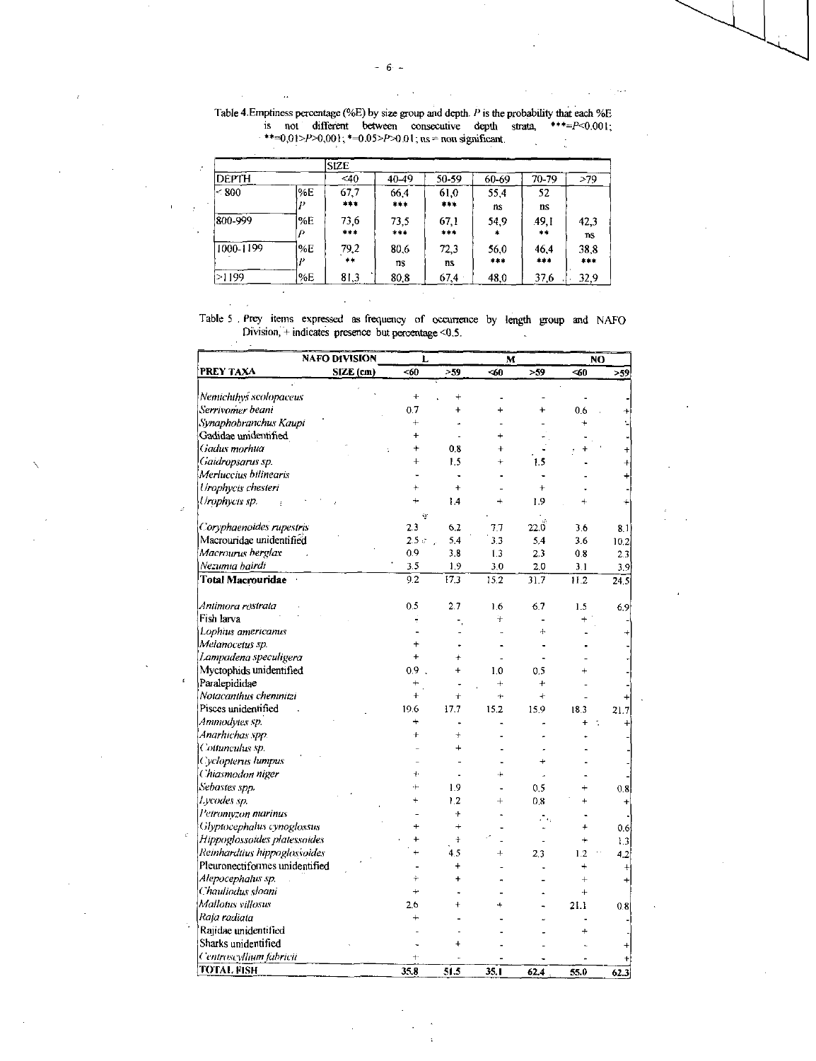Table 4. Emptiness percentage (%E) by size group and depth. $P$ is the probability that each %E is not different between consecutive depth strata, ***=$P<0.001$; **=$0.01>P>0.001$; *=$0.05>P>0.01$; ns = non significant.

| DEPTH | | SIZE <40 | 40-49 | 50-59 | 60-69 | 70-79 | >79 |
|---|---|---|---|---|---|---|---|
| < 800 | %E | 67,7 | 66,4 | 61,0 | 55,4 | 52 | |
| | $P$ | *** | *** | *** | ns | ns | |
| 800-999 | %E | 73,6 | 73,5 | 67,1 | 54,9 | 49,1 | 42,3 |
| | $P$ | *** | *** | *** | * | ** | ns |
| 1000-1199 | %E | 79,2 | 80,6 | 72,3 | 56,0 | 46,4 | 38,8 |
| | $P$ | ** | ns | ns | *** | *** | *** |
| >1199 | %E | 81,3 | 80,8 | 67,4 | 48,0 | 37,6 | 32,9 |

Table 5. Prey items expressed as frequency of occurrence by length group and NAFO Division, + indicates presence but percentage <0.5.

| PREY TAXA — NAFO DIVISION / SIZE (cm) | L <60 | L >59 | M <60 | M >59 | NO <60 | NO >59 |
|---|---|---|---|---|---|---|
| *Nemichthys scolopaceus* | + | + | - | - | - | - |
| *Serrivomer beani* | 0.7 | + | + | + | 0.6 | + |
| *Synaphobranchus Kaupi* | + | - | - | - | + | - |
| Gadidae unidentified | + | - | + | - | - | - |
| *Gadus morhua* | + | 0.8 | + | - | + | + |
| *Gaidropsarus sp.* | + | 1.5 | + | 1.5 | - | + |
| *Merluccius bilinearis* | - | - | - | - | - | + |
| *Urophycis chesteri* | + | + | - | + | - | - |
| *Urophycis sp.* | + | 1.4 | + | 1.9 | + | + |
| *Coryphaenoides rupestris* | 2.3 | 6.2 | 7.7 | 22.0 | 3.6 | 8.1 |
| Macrouridae unidentified | 2.5 | 5.4 | 3.3 | 5.4 | 3.6 | 10.2 |
| *Macrourus berglax* | 0.9 | 3.8 | 1.3 | 2.3 | 0.8 | 2.3 |
| *Nezumia bairdi* | 3.5 | 1.9 | 3.0 | 2.0 | 3.1 | 3.9 |
| **Total Macrouridae** | 9.2 | 17.3 | 15.2 | 31.7 | 11.2 | 24.5 |
| *Antimora rostrata* | 0.5 | 2.7 | 1.6 | 6.7 | 1.5 | 6.9 |
| Fish larva | - | - | + | - | + | - |
| *Lophius americanus* | - | - | - | + | - | + |
| *Melanocetus sp.* | + | - | - | - | - | - |
| *Lampadena speculigera* | + | + | - | - | - | - |
| Myctophids unidentified | 0.9 | + | 1.0 | 0.5 | + | - |
| Paralepididae | + | - | + | + | - | - |
| *Notacanthus chemnitzi* | + | + | + | + | - | + |
| Pisces unidentified | 19.6 | 17.7 | 15.2 | 15.9 | 18.3 | 21.7 |
| *Ammodytes sp.* | + | - | - | - | + | + |
| *Anarhichas spp.* | + | + | - | - | - | - |
| *Cottunculus sp.* | - | + | - | - | - | - |
| *Cyclopterus lumpus* | - | - | - | + | - | - |
| *Chiasmodon niger* | + | - | + | - | - | - |
| *Sebastes spp.* | + | 1.9 | - | 0.5 | + | 0.8 |
| *Lycodes sp.* | + | 1.2 | + | 0.8 | + | + |
| *Petromyzon marinus* | - | + | - | - | - | - |
| *Glyptocephalus cynoglossus* | + | + | - | - | + | 0.6 |
| *Hippoglossoides platessoides* | + | + | - | - | + | 1.3 |
| *Reinhardtius hippoglossoides* | + | 4.5 | + | 2.3 | 1.2 | 4.2 |
| Pleuronectiformes unidentified | - | + | - | - | + | + |
| *Alepocephalus sp.* | + | + | - | - | + | + |
| *Chauliodus sloani* | + | - | - | - | + | - |
| *Mallotus villosus* | 2.6 | + | + | - | 21.1 | 0.8 |
| *Raja radiata* | + | - | - | - | - | - |
| Rajidae unidentified | - | - | - | - | + | - |
| Sharks unidentified | - | + | - | - | - | + |
| *Centroscyllium fabricii* | + | - | - | - | - | + |
| **TOTAL FISH** | 35.8 | 51.5 | 35.1 | 62.4 | 55.0 | 62.3 |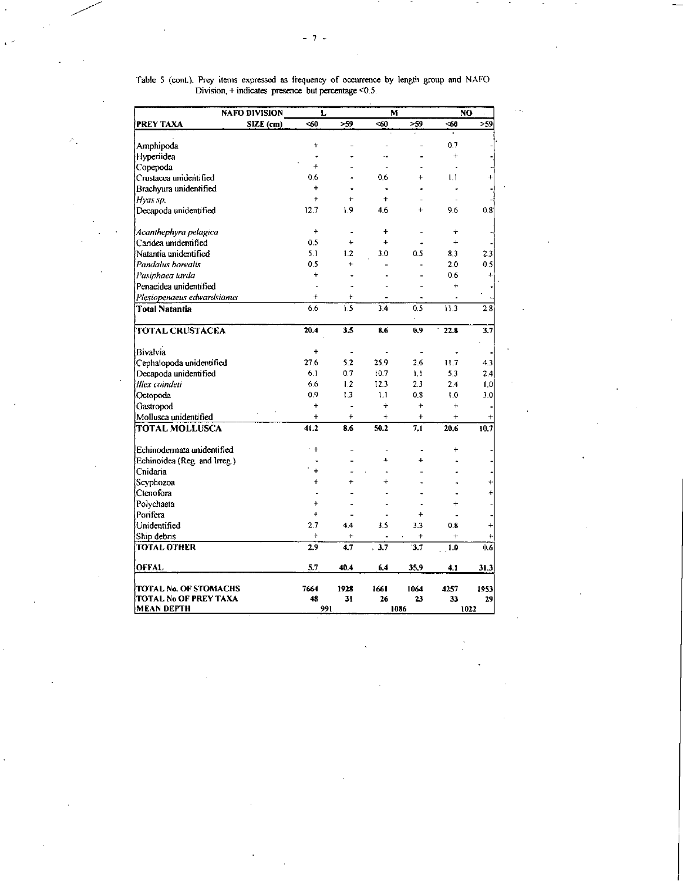Table 5 (cont.). Prey items expressed as frequency of occurrence by length group and NAFO Division, + indicates presence but percentage <0.5.

| NAFO DIVISION | L | | M | | NO | |
|---|---|---|---|---|---|---|
| **PREY TAXA** SIZE (cm) | <60 | >59 | <60 | >59 | <60 | >59 |
| Amphipoda | + | - | - | - | 0.7 | - |
| Hyperiidea | - | - | - | - | + | - |
| Copepoda | + | - | - | - | - | - |
| Crustacea unidentified | 0.6 | - | 0.6 | + | 1.1 | + |
| Brachyura unidentified | + | - | - | - | - | - |
| *Hyas sp.* | + | + | + | - | - | - |
| Decapoda unidentified | 12.7 | 1.9 | 4.6 | + | 9.6 | 0.8 |
| *Acanthephyra pelagica* | + | - | + | - | + | - |
| Caridea unidentified | 0.5 | + | + | - | + | - |
| Natantia unidentified | 5.1 | 1.2 | 3.0 | 0.5 | 8.3 | 2.3 |
| *Pandalus borealis* | 0.5 | + | - | - | 2.0 | 0.5 |
| *Pasiphaea tarda* | + | - | - | - | 0.6 | + |
| Penaeidea unidentified | - | - | - | - | + | - |
| *Plesiopenaeus edwardsianus* | + | + | - | - | - | - |
| **Total Natantia** | 6.6 | 1.5 | 3.4 | 0.5 | 11.3 | 2.8 |
| **TOTAL CRUSTACEA** | **20.4** | **3.5** | **8.6** | **0.9** | **22.8** | **3.7** |
| Bivalvia | + | - | - | - | - | - |
| Cephalopoda unidentified | 27.6 | 5.2 | 25.9 | 2.6 | 11.7 | 4.3 |
| Decapoda unidentified | 6.1 | 0.7 | 10.7 | 1.1 | 5.3 | 2.4 |
| *Illex coindeti* | 6.6 | 1.2 | 12.3 | 2.3 | 2.4 | 1.0 |
| Octopoda | 0.9 | 1.3 | 1.1 | 0.8 | 1.0 | 3.0 |
| Gastropod | + | - | + | + | + | - |
| Mollusca unidentified | + | + | + | + | + | + |
| **TOTAL MOLLUSCA** | **41.2** | **8.6** | **50.2** | **7.1** | **20.6** | **10.7** |
| Echinodermata unidentified | + | - | - | - | + | - |
| Echinoidea (Reg. and Irreg.) | - | - | + | + | - | - |
| Cnidaria | + | - | - | - | - | - |
| Scyphozoa | + | + | + | - | - | + |
| Ctenofora | - | - | - | - | - | + |
| Polychaeta | + | - | - | - | + | - |
| Porifera | + | - | - | + | - | - |
| Unidentified | 2.7 | 4.4 | 3.5 | 3.3 | 0.8 | + |
| Ship debris | + | + | - | + | + | + |
| **TOTAL OTHER** | **2.9** | **4.7** | **3.7** | **3.7** | **1.0** | **0.6** |
| **OFFAL** | **5.7** | **40.4** | **6.4** | **35.9** | **4.1** | **31.3** |
| **TOTAL No. OF STOMACHS** | **7664** | **1928** | **1661** | **1064** | **4257** | **1953** |
| **TOTAL No OF PREY TAXA** | **48** | **31** | **26** | **23** | **33** | **29** |
| **MEAN DEPTH** | 991 | | 1086 | | 1022 | |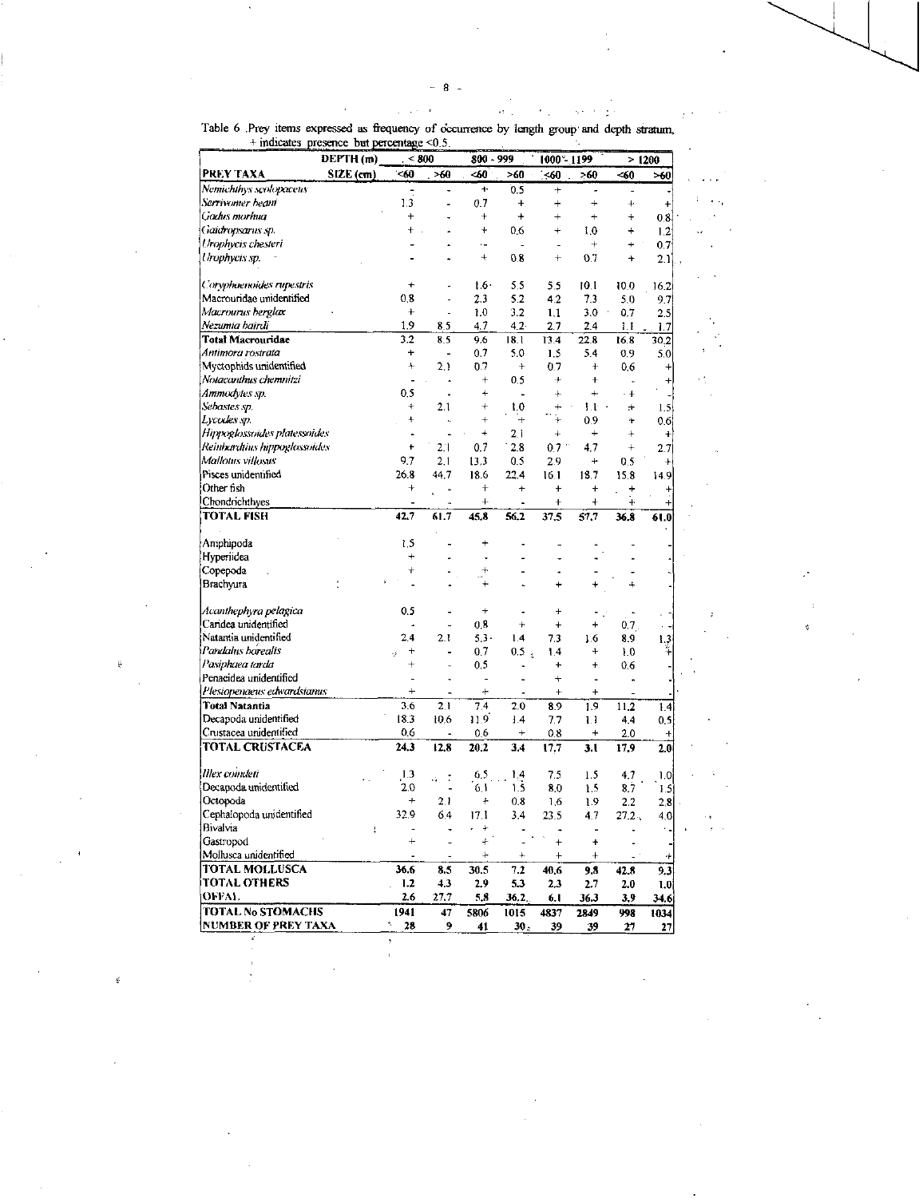Table 6 .Prey items expressed as frequency of occurrence by length group and depth stratum, + indicates presence but percentage <0.5.

| DEPTH (m) | < 800 | | 800 - 999 | | 1000 - 1199 | | > 1200 | |
|---|---|---|---|---|---|---|---|---|
| PREY TAXA SIZE (cm) | <60 | >60 | <60 | >60 | <60 | >60 | <60 | >60 |
| *Nemichthys scolopaceus* | - | - | + | 0.5 | + | - | - | - |
| *Serrivomer beani* | 1.3 | - | 0.7 | + | + | + | + | + |
| *Gadus morhua* | + | - | + | + | + | + | + | 0.8 |
| *Gaidropsarus sp.* | + | - | + | 0.6 | + | 1.0 | + | 1.2 |
| *Urophycis chesteri* | - | - | - | - | - | + | + | 0.7 |
| *Urophycis sp.* | - | - | + | 0.8 | + | 0.7 | + | 2.1 |
| *Coryphaenoides rupestris* | + | - | 1.6 | 5.5 | 5.5 | 10.1 | 10.0 | 16.2 |
| Macrouridae unidentified | 0.8 | - | 2.3 | 5.2 | 4.2 | 7.3 | 5.0 | 9.7 |
| *Macrourus berglax* | + | - | 1.0 | 3.2 | 1.1 | 3.0 | 0.7 | 2.5 |
| *Nezumia bairdi* | 1.9 | 8.5 | 4.7 | 4.2 | 2.7 | 2.4 | 1.1 | 1.7 |
| **Total Macrouridae** | 3.2 | 8.5 | 9.6 | 18.1 | 13.4 | 22.8 | 16.8 | 30.2 |
| *Antimora rostrata* | + | - | 0.7 | 5.0 | 1.5 | 5.4 | 0.9 | 5.0 |
| Myctophids unidentified | + | 2.1 | 0.7 | + | 0.7 | + | 0.6 | + |
| *Notacanthus chemnitzi* | - | - | + | 0.5 | + | + | - | + |
| *Ammodytes sp.* | 0.5 | - | + | - | + | + | + | - |
| *Sebastes sp.* | + | 2.1 | + | 1.0 | + | 1.1 | + | 1.5 |
| *Lycodes sp.* | + | - | + | + | + | 0.9 | + | 0.6 |
| *Hippoglossoides platessoides* | - | - | + | 2.1 | + | + | + | + |
| *Reinhardtius hippoglossoides* | + | 2.1 | 0.7 | 2.8 | 0.7 | 4.7 | + | 2.7 |
| *Mallotus villosus* | 9.7 | 2.1 | 13.3 | 0.5 | 2.9 | + | 0.5 | + |
| Pisces unidentified | 26.8 | 44.7 | 18.6 | 22.4 | 16.1 | 18.7 | 15.8 | 14.9 |
| Other fish | + | - | + | + | + | + | + | + |
| Chondrichthyes | - | - | + | - | + | + | + | + |
| **TOTAL FISH** | **42.7** | **61.7** | **45.8** | **56.2** | **37.5** | **57.7** | **36.8** | **61.0** |
| Amphipoda | 1.5 | - | + | - | - | - | - | - |
| Hyperiidea | + | - | - | - | - | - | - | - |
| Copepoda | + | - | + | - | - | - | - | - |
| Brachyura | - | - | + | - | + | + | + | - |
| *Acanthephyra pelagica* | 0.5 | - | + | - | + | - | - | - |
| Caridea unidentified | - | - | 0.8 | + | + | + | 0.7 | - |
| Natantia unidentified | 2.4 | 2.1 | 5.3 | 1.4 | 7.3 | 1.6 | 8.9 | 1.3 |
| *Pandalus borealis* | + | - | 0.7 | 0.5 | 1.4 | + | 1.0 | + |
| *Pasiphaea tarda* | + | - | 0.5 | - | + | + | 0.6 | - |
| Penaeidea unidentified | - | - | - | - | + | - | - | - |
| *Plesiopenaeus edwardsianus* | + | - | + | - | + | + | - | - |
| **Total Natantia** | 3.6 | 2.1 | 7.4 | 2.0 | 8.9 | 1.9 | 11.2 | 1.4 |
| Decapoda unidentified | 18.3 | 10.6 | 11.9 | 1.4 | 7.7 | 1.1 | 4.4 | 0.5 |
| Crustacea unidentified | 0.6 | - | 0.6 | + | 0.8 | + | 2.0 | + |
| **TOTAL CRUSTACEA** | **24.3** | **12.8** | **20.2** | **3.4** | **17.7** | **3.1** | **17.9** | **2.0** |
| *Illex coindeti* | 1.3 | - | 6.5 | 1.4 | 7.5 | 1.5 | 4.7 | 1.0 |
| Decapoda unidentified | 2.0 | - | 6.1 | 1.5 | 8.0 | 1.5 | 8.7 | 1.5 |
| Octopoda | + | 2.1 | + | 0.8 | 1.6 | 1.9 | 2.2 | 2.8 |
| Cephalopoda unidentified | 32.9 | 6.4 | 17.1 | 3.4 | 23.5 | 4.7 | 27.2 | 4.0 |
| Bivalvia | - | - | + | - | - | - | - | - |
| Gastropod | + | - | + | - | + | + | - | - |
| Mollusca unidentified | - | - | + | + | + | + | - | + |
| **TOTAL MOLLUSCA** | **36.6** | **8.5** | **30.5** | **7.2** | **40.6** | **9.8** | **42.8** | **9.3** |
| **TOTAL OTHERS** | **1.2** | **4.3** | **2.9** | **5.3** | **2.3** | **2.7** | **2.0** | **1.0** |
| **OFFAL** | **2.6** | **27.7** | **5.8** | **36.2** | **6.1** | **36.3** | **3.9** | **34.6** |
| **TOTAL No STOMACHS** | **1941** | **47** | **5806** | **1015** | **4837** | **2849** | **998** | **1034** |
| **NUMBER OF PREY TAXA** | **28** | **9** | **41** | **30** | **39** | **39** | **27** | **27** |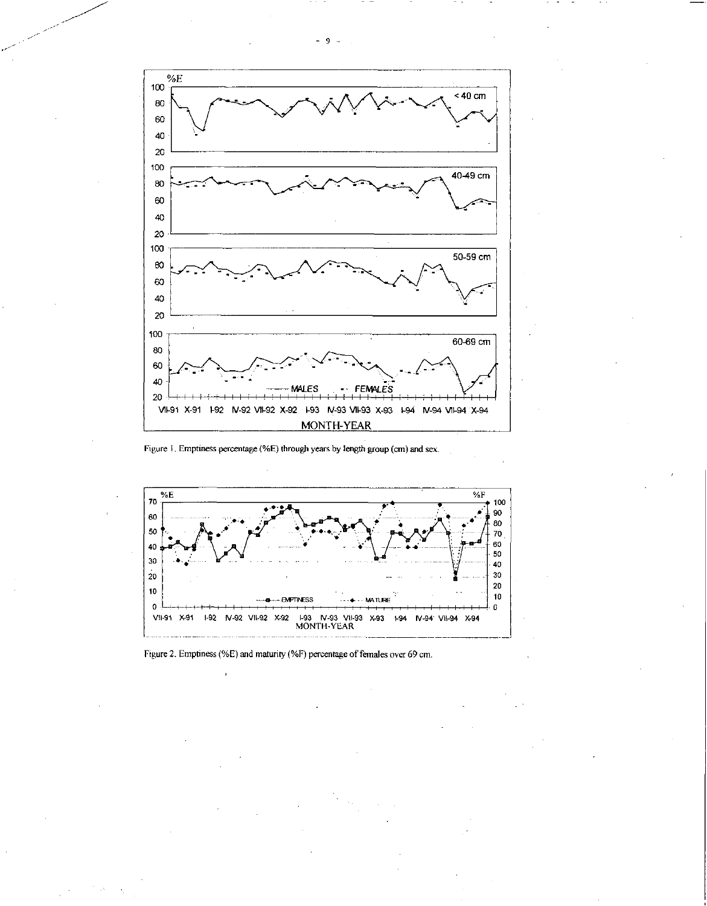Figure 1. Emptiness percentage (%E) through years by length group (cm) and sex.

Figure 2. Emptiness (%E) and maturity (%F) percentage of females over 69 cm.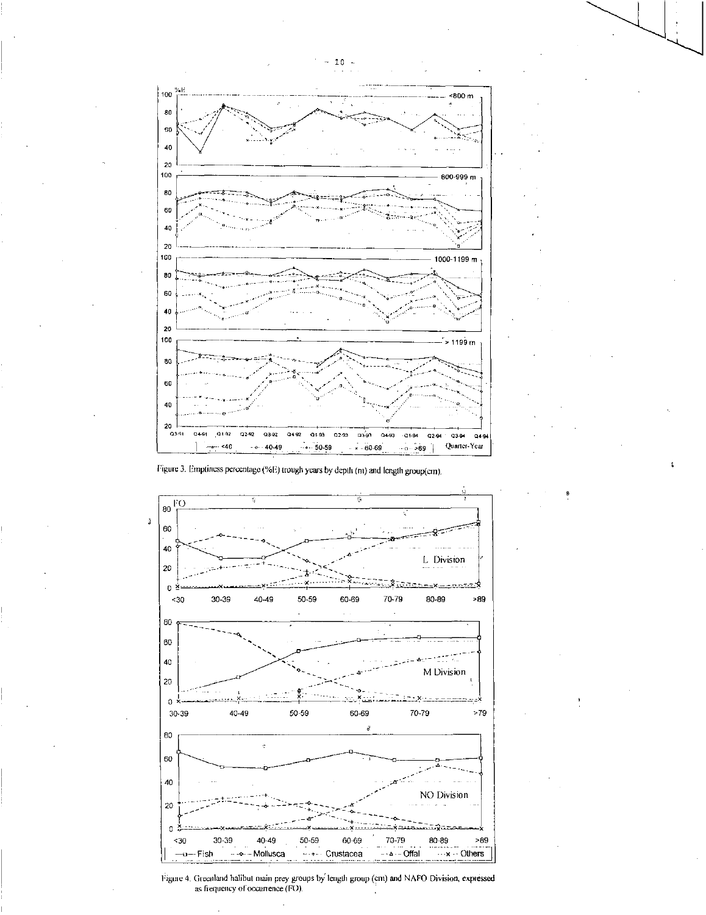%E

100

80

60

40

20

<800 m

100

80

60

40

20

800-999 m

100

80

60

40

20

1000-1199 m

100

80

60

40

20

> 1199 m

Q3-91 Q4-91 Q1-92 Q2-92 Q3-92 Q4-92 Q1-93 Q2-93 Q3-93 Q4-93 Q1-94 Q2-94 Q3-94 Q4-94

<40 40-49 50-59 60-69 >69

Quarter-Year

Figure 3. Emptiness percentage (%E) trough years by depth (m) and length group(cm).

FO

80

60

40

20

0

L Division

<30 30-39 40-49 50-59 60-69 70-79 80-89 >89

80

60

40

20

0

M Division

30-39 40-49 50-59 60-69 70-79 >79

80

60

40

20

0

NO Division

<30 30-39 40-49 50-59 60-69 70-79 80-89 >89

Fish Mollusca Crustacea Offal Others

Figure 4. Greenland halibut main prey groups by length group (cm) and NAFO Division, expressed as frequency of occurrence (FO).